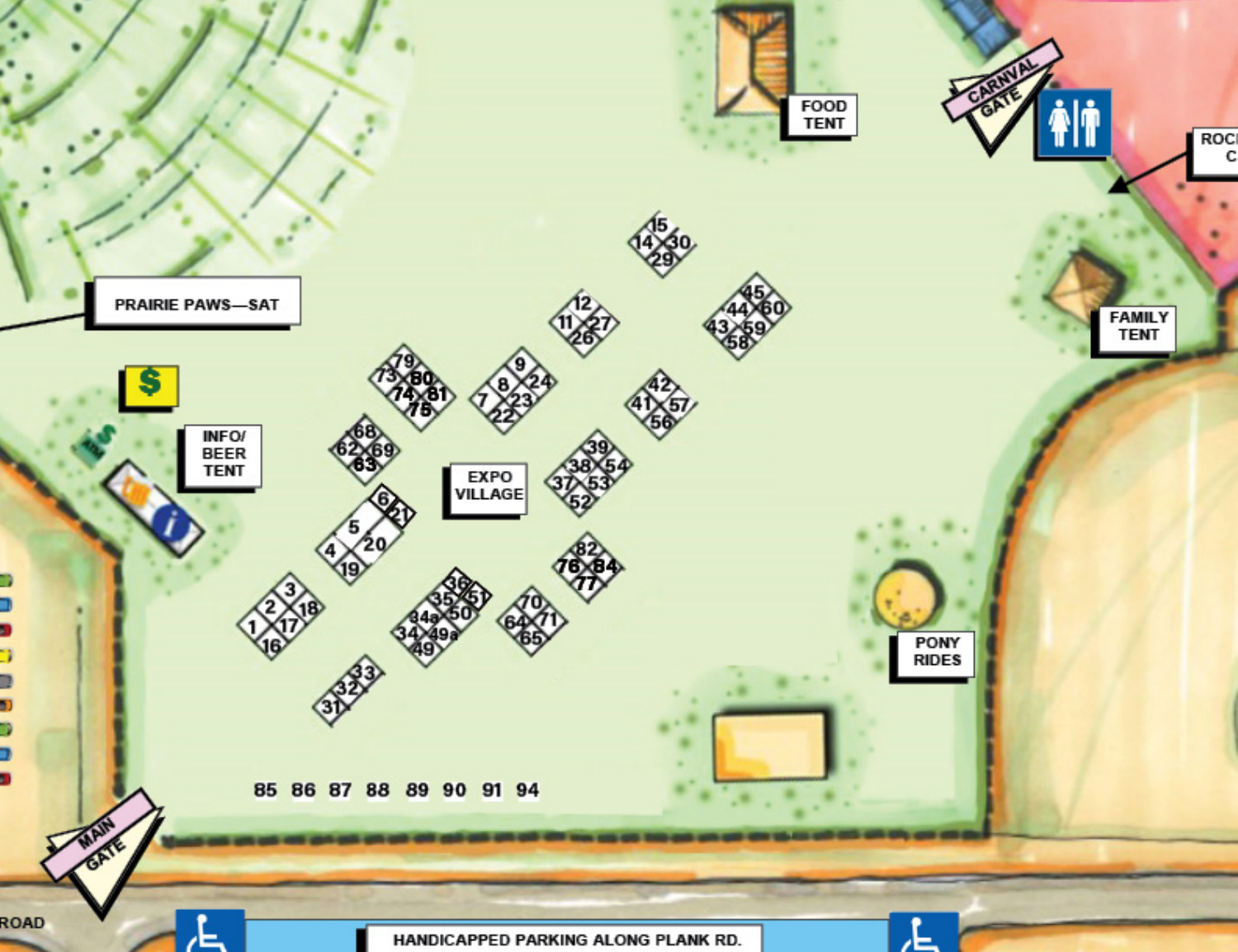FOOD TENT

CARNVAL GATE

ROC C

PRAIRIE PAWS—SAT

FAMILY TENT

INFO/ BEER TENT

EXPO VILLAGE

PONY RIDES

MAIN GATE

ROAD

HANDICAPPED PARKING ALONG PLANK RD.

15 14 30 29

12 11 27 26

45 44 60 43 59 58

79 73 80 74 81 75

9 8 24 7 23 22

42 41 57 56

68 62 69 63

39 38 54 37 53 52

6 21 5 4 20 19

82 76 84 77

3 2 18 1 17 16

36 35 51 34a 50 34 49a 49

70 64 71 65

33 32 31

85 86 87 88 89 90 91 94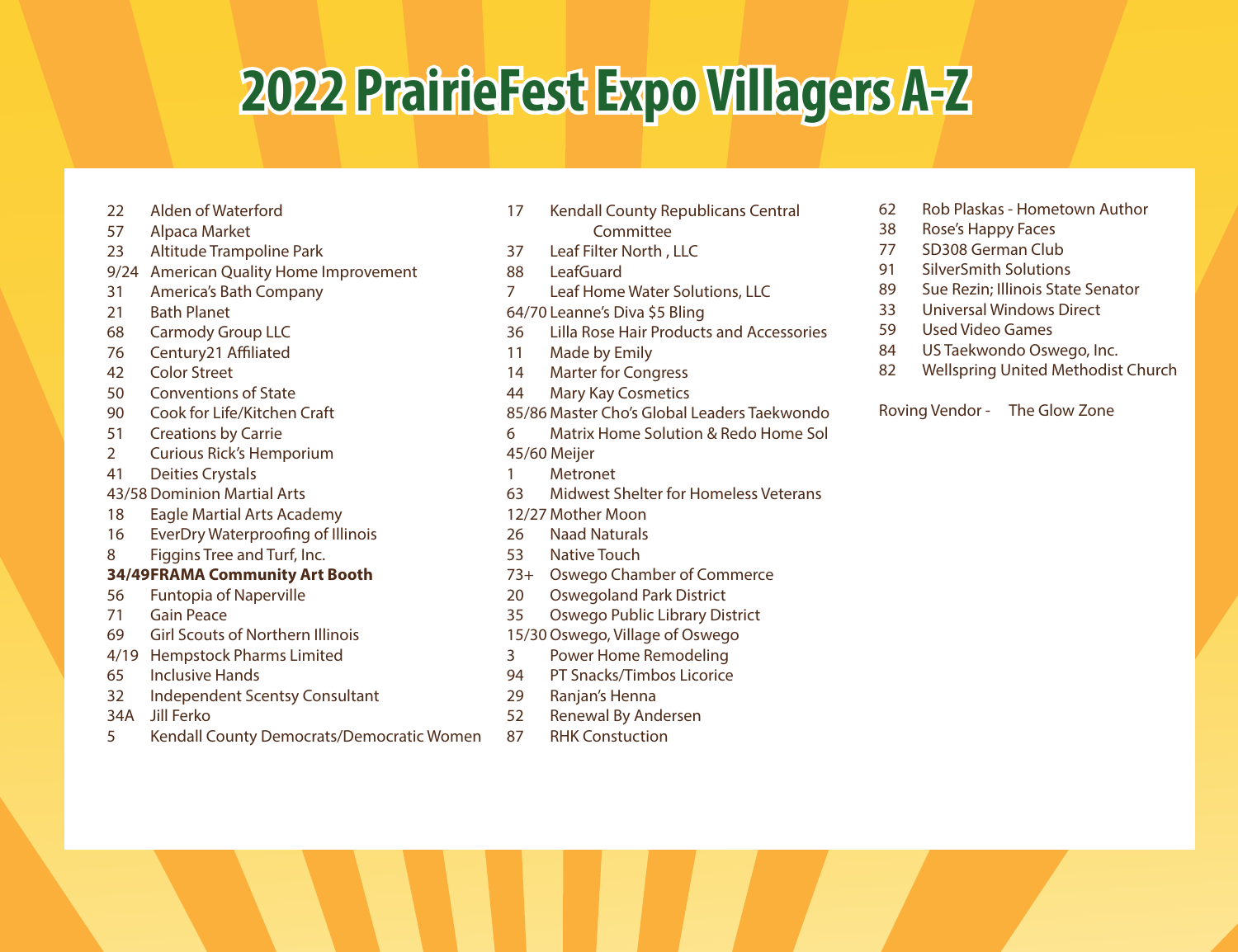# 2022 PrairieFest Expo Villagers A-Z

| | |
|---|---|
| 22 | Alden of Waterford |
| 57 | Alpaca Market |
| 23 | Altitude Trampoline Park |
| 9/24 | American Quality Home Improvement |
| 31 | America's Bath Company |
| 21 | Bath Planet |
| 68 | Carmody Group LLC |
| 76 | Century21 Affiliated |
| 42 | Color Street |
| 50 | Conventions of State |
| 90 | Cook for Life/Kitchen Craft |
| 51 | Creations by Carrie |
| 2 | Curious Rick's Hemporium |
| 41 | Deities Crystals |
| 43/58 | Dominion Martial Arts |
| 18 | Eagle Martial Arts Academy |
| 16 | EverDry Waterproofing of Illinois |
| 8 | Figgins Tree and Turf, Inc. |
| **34/49** | **FRAMA Community Art Booth** |
| 56 | Funtopia of Naperville |
| 71 | Gain Peace |
| 69 | Girl Scouts of Northern Illinois |
| 4/19 | Hempstock Pharms Limited |
| 65 | Inclusive Hands |
| 32 | Independent Scentsy Consultant |
| 34A | Jill Ferko |
| 5 | Kendall County Democrats/Democratic Women |
| 17 | Kendall County Republicans Central Committee |
| 37 | Leaf Filter North , LLC |
| 88 | LeafGuard |
| 7 | Leaf Home Water Solutions, LLC |
| 64/70 | Leanne's Diva $5 Bling |
| 36 | Lilla Rose Hair Products and Accessories |
| 11 | Made by Emily |
| 14 | Marter for Congress |
| 44 | Mary Kay Cosmetics |
| 85/86 | Master Cho's Global Leaders Taekwondo |
| 6 | Matrix Home Solution & Redo Home Sol |
| 45/60 | Meijer |
| 1 | Metronet |
| 63 | Midwest Shelter for Homeless Veterans |
| 12/27 | Mother Moon |
| 26 | Naad Naturals |
| 53 | Native Touch |
| 73+ | Oswego Chamber of Commerce |
| 20 | Oswegoland Park District |
| 35 | Oswego Public Library District |
| 15/30 | Oswego, Village of Oswego |
| 3 | Power Home Remodeling |
| 94 | PT Snacks/Timbos Licorice |
| 29 | Ranjan's Henna |
| 52 | Renewal By Andersen |
| 87 | RHK Constuction |
| 62 | Rob Plaskas - Hometown Author |
| 38 | Rose's Happy Faces |
| 77 | SD308 German Club |
| 91 | SilverSmith Solutions |
| 89 | Sue Rezin; Illinois State Senator |
| 33 | Universal Windows Direct |
| 59 | Used Video Games |
| 84 | US Taekwondo Oswego, Inc. |
| 82 | Wellspring United Methodist Church |

Roving Vendor - The Glow Zone